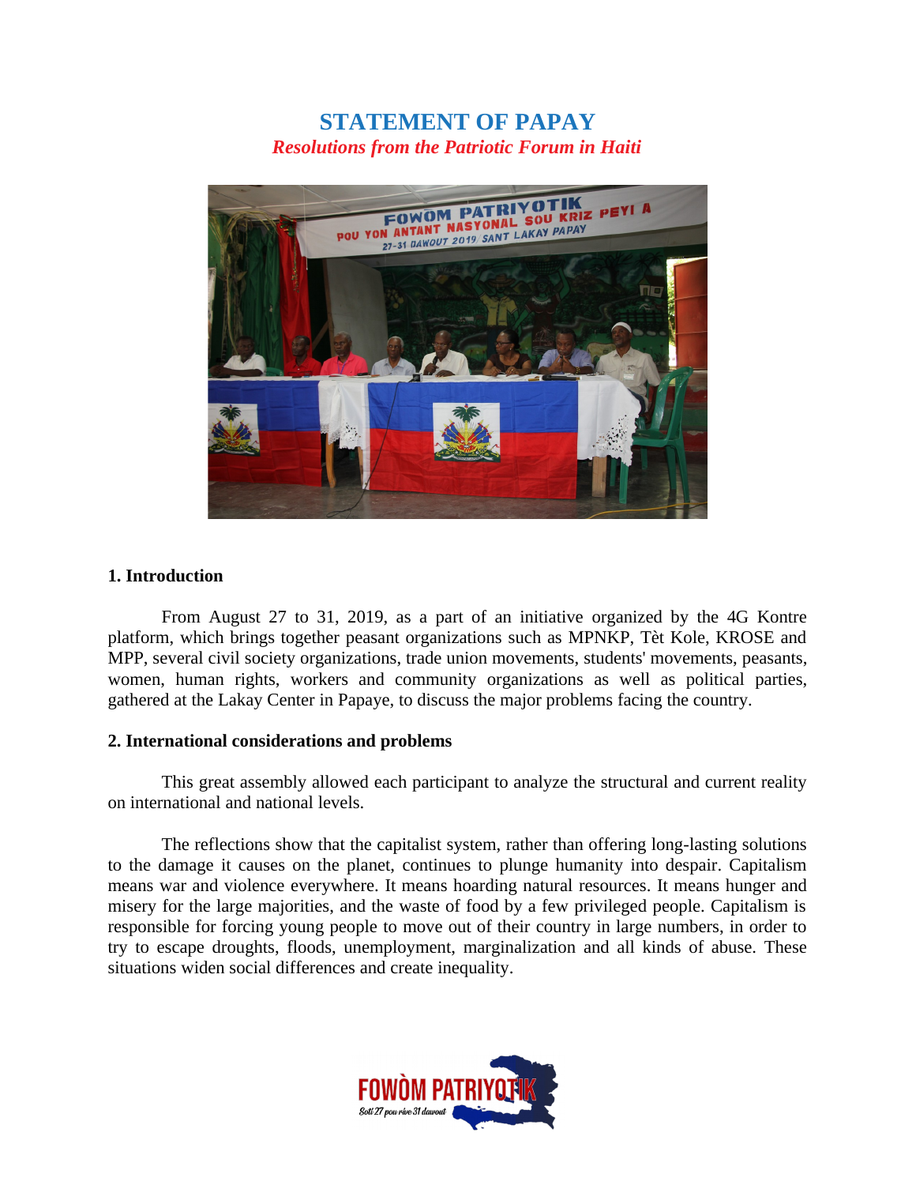# STATEMENT OF PAPAY

*Resolutions from the Patriotic Forum in Haiti*

## 1. Introduction

From August 27 to 31, 2019, as a part of an initiative organized by the 4G Kontre platform, which brings together peasant organizations such as MPNKP, Tèt Kole, KROSE and MPP, several civil society organizations, trade union movements, students' movements, peasants, women, human rights, workers and community organizations as well as political parties, gathered at the Lakay Center in Papaye, to discuss the major problems facing the country.

## 2. International considerations and problems

This great assembly allowed each participant to analyze the structural and current reality on international and national levels.

The reflections show that the capitalist system, rather than offering long-lasting solutions to the damage it causes on the planet, continues to plunge humanity into despair. Capitalism means war and violence everywhere. It means hoarding natural resources. It means hunger and misery for the large majorities, and the waste of food by a few privileged people. Capitalism is responsible for forcing young people to move out of their country in large numbers, in order to try to escape droughts, floods, unemployment, marginalization and all kinds of abuse. These situations widen social differences and create inequality.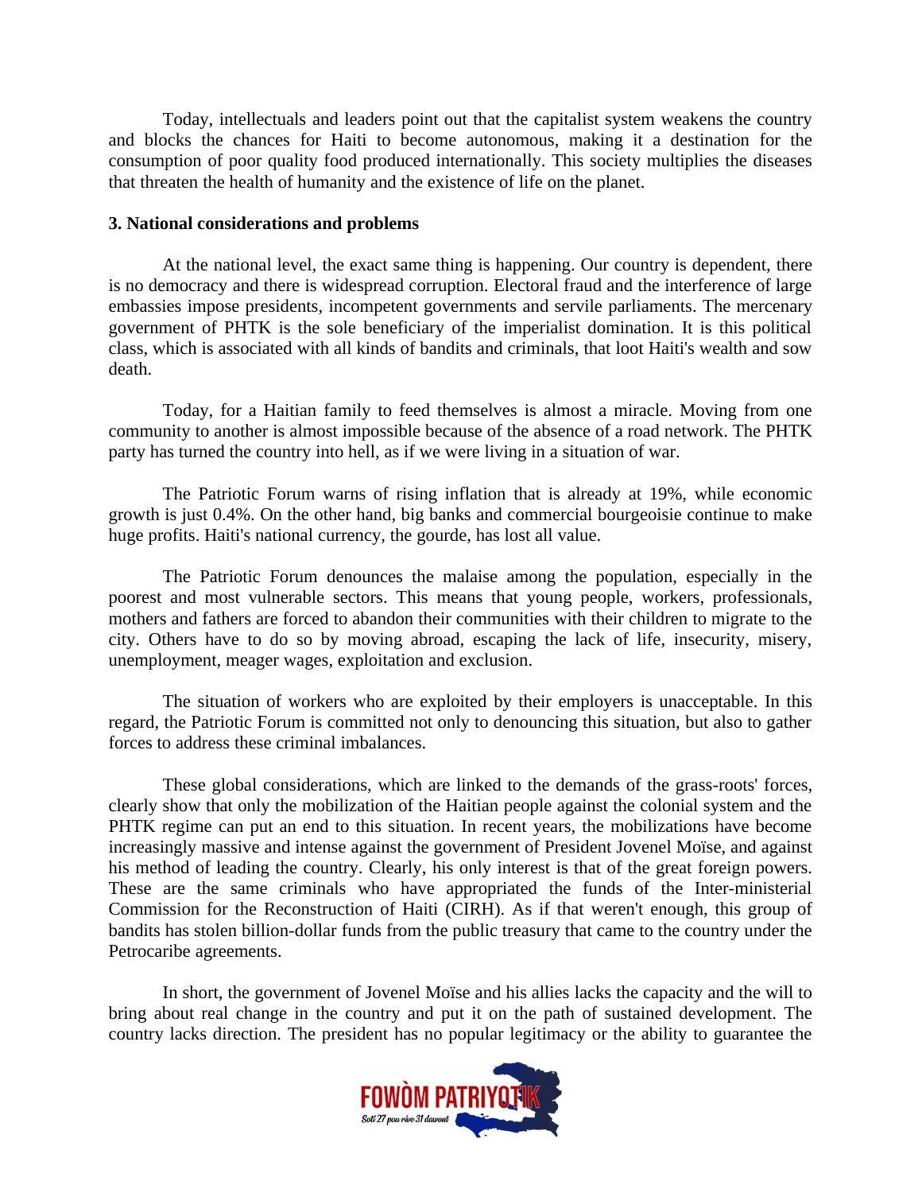Today, intellectuals and leaders point out that the capitalist system weakens the country and blocks the chances for Haiti to become autonomous, making it a destination for the consumption of poor quality food produced internationally. This society multiplies the diseases that threaten the health of humanity and the existence of life on the planet.

**3. National considerations and problems**

At the national level, the exact same thing is happening. Our country is dependent, there is no democracy and there is widespread corruption. Electoral fraud and the interference of large embassies impose presidents, incompetent governments and servile parliaments. The mercenary government of PHTK is the sole beneficiary of the imperialist domination. It is this political class, which is associated with all kinds of bandits and criminals, that loot Haiti's wealth and sow death.

Today, for a Haitian family to feed themselves is almost a miracle. Moving from one community to another is almost impossible because of the absence of a road network. The PHTK party has turned the country into hell, as if we were living in a situation of war.

The Patriotic Forum warns of rising inflation that is already at 19%, while economic growth is just 0.4%. On the other hand, big banks and commercial bourgeoisie continue to make huge profits. Haiti's national currency, the gourde, has lost all value.

The Patriotic Forum denounces the malaise among the population, especially in the poorest and most vulnerable sectors. This means that young people, workers, professionals, mothers and fathers are forced to abandon their communities with their children to migrate to the city. Others have to do so by moving abroad, escaping the lack of life, insecurity, misery, unemployment, meager wages, exploitation and exclusion.

The situation of workers who are exploited by their employers is unacceptable. In this regard, the Patriotic Forum is committed not only to denouncing this situation, but also to gather forces to address these criminal imbalances.

These global considerations, which are linked to the demands of the grass-roots' forces, clearly show that only the mobilization of the Haitian people against the colonial system and the PHTK regime can put an end to this situation. In recent years, the mobilizations have become increasingly massive and intense against the government of President Jovenel Moïse, and against his method of leading the country. Clearly, his only interest is that of the great foreign powers. These are the same criminals who have appropriated the funds of the Inter-ministerial Commission for the Reconstruction of Haiti (CIRH). As if that weren't enough, this group of bandits has stolen billion-dollar funds from the public treasury that came to the country under the Petrocaribe agreements.

In short, the government of Jovenel Moïse and his allies lacks the capacity and the will to bring about real change in the country and put it on the path of sustained development. The country lacks direction. The president has no popular legitimacy or the ability to guarantee the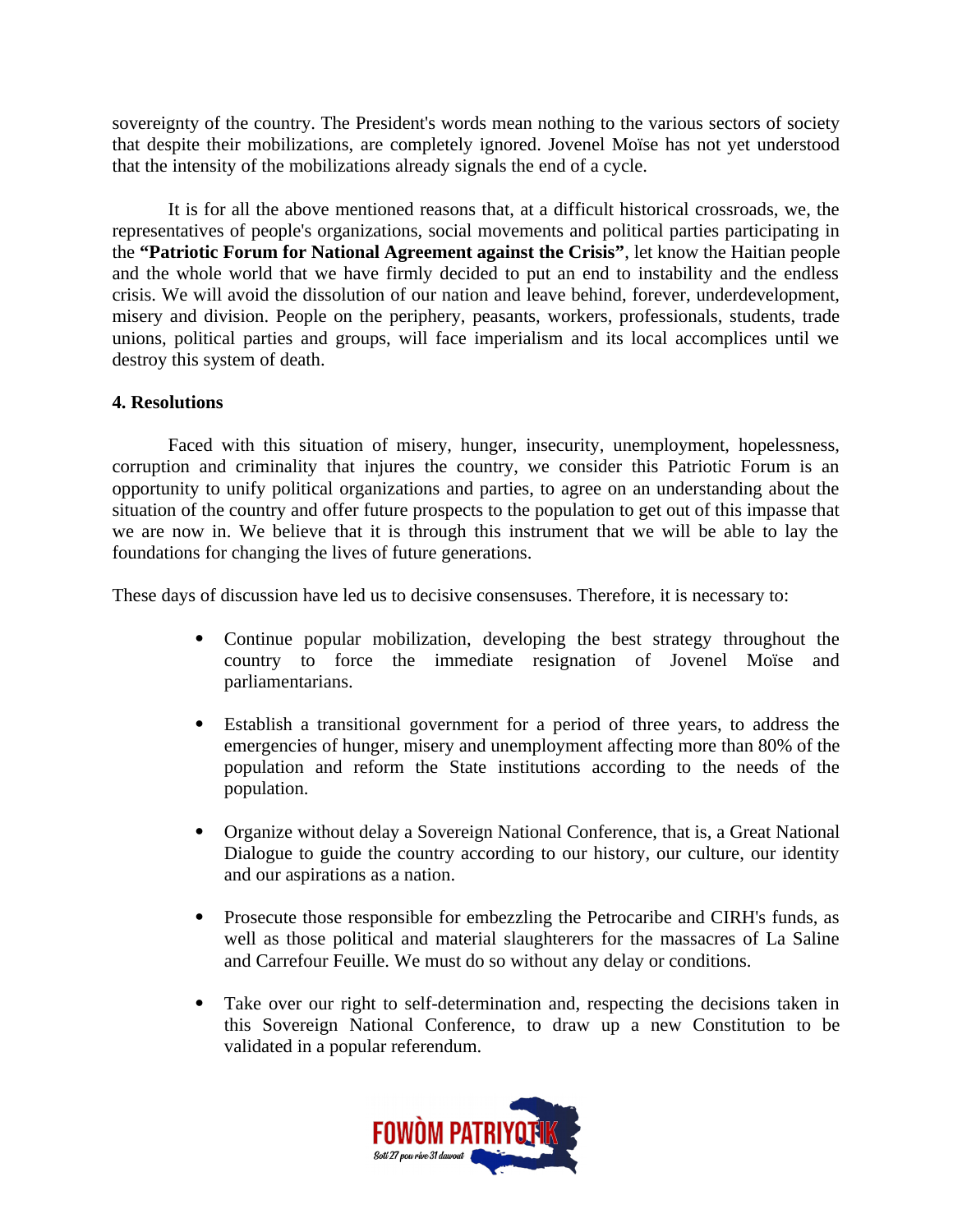sovereignty of the country. The President's words mean nothing to the various sectors of society that despite their mobilizations, are completely ignored. Jovenel Moïse has not yet understood that the intensity of the mobilizations already signals the end of a cycle.

It is for all the above mentioned reasons that, at a difficult historical crossroads, we, the representatives of people's organizations, social movements and political parties participating in the **"Patriotic Forum for National Agreement against the Crisis"**, let know the Haitian people and the whole world that we have firmly decided to put an end to instability and the endless crisis. We will avoid the dissolution of our nation and leave behind, forever, underdevelopment, misery and division. People on the periphery, peasants, workers, professionals, students, trade unions, political parties and groups, will face imperialism and its local accomplices until we destroy this system of death.

### 4. Resolutions

Faced with this situation of misery, hunger, insecurity, unemployment, hopelessness, corruption and criminality that injures the country, we consider this Patriotic Forum is an opportunity to unify political organizations and parties, to agree on an understanding about the situation of the country and offer future prospects to the population to get out of this impasse that we are now in. We believe that it is through this instrument that we will be able to lay the foundations for changing the lives of future generations.

These days of discussion have led us to decisive consensuses. Therefore, it is necessary to:

- Continue popular mobilization, developing the best strategy throughout the country to force the immediate resignation of Jovenel Moïse and parliamentarians.
- Establish a transitional government for a period of three years, to address the emergencies of hunger, misery and unemployment affecting more than 80% of the population and reform the State institutions according to the needs of the population.
- Organize without delay a Sovereign National Conference, that is, a Great National Dialogue to guide the country according to our history, our culture, our identity and our aspirations as a nation.
- Prosecute those responsible for embezzling the Petrocaribe and CIRH's funds, as well as those political and material slaughterers for the massacres of La Saline and Carrefour Feuille. We must do so without any delay or conditions.
- Take over our right to self-determination and, respecting the decisions taken in this Sovereign National Conference, to draw up a new Constitution to be validated in a popular referendum.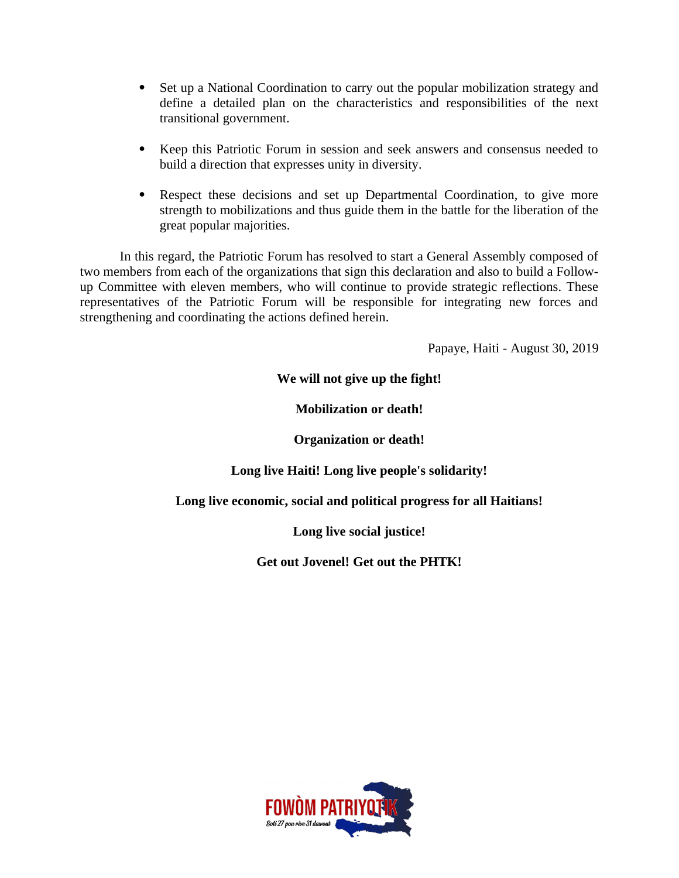- Set up a National Coordination to carry out the popular mobilization strategy and define a detailed plan on the characteristics and responsibilities of the next transitional government.

- Keep this Patriotic Forum in session and seek answers and consensus needed to build a direction that expresses unity in diversity.

- Respect these decisions and set up Departmental Coordination, to give more strength to mobilizations and thus guide them in the battle for the liberation of the great popular majorities.

In this regard, the Patriotic Forum has resolved to start a General Assembly composed of two members from each of the organizations that sign this declaration and also to build a Follow-up Committee with eleven members, who will continue to provide strategic reflections. These representatives of the Patriotic Forum will be responsible for integrating new forces and strengthening and coordinating the actions defined herein.

Papaye, Haiti - August 30, 2019

**We will not give up the fight!**

**Mobilization or death!**

**Organization or death!**

**Long live Haiti! Long live people's solidarity!**

**Long live economic, social and political progress for all Haitians!**

**Long live social justice!**

**Get out Jovenel! Get out the PHTK!**

FOWÒM PATRIYOTIK

*Soti 27 pou rive 31 dawout*